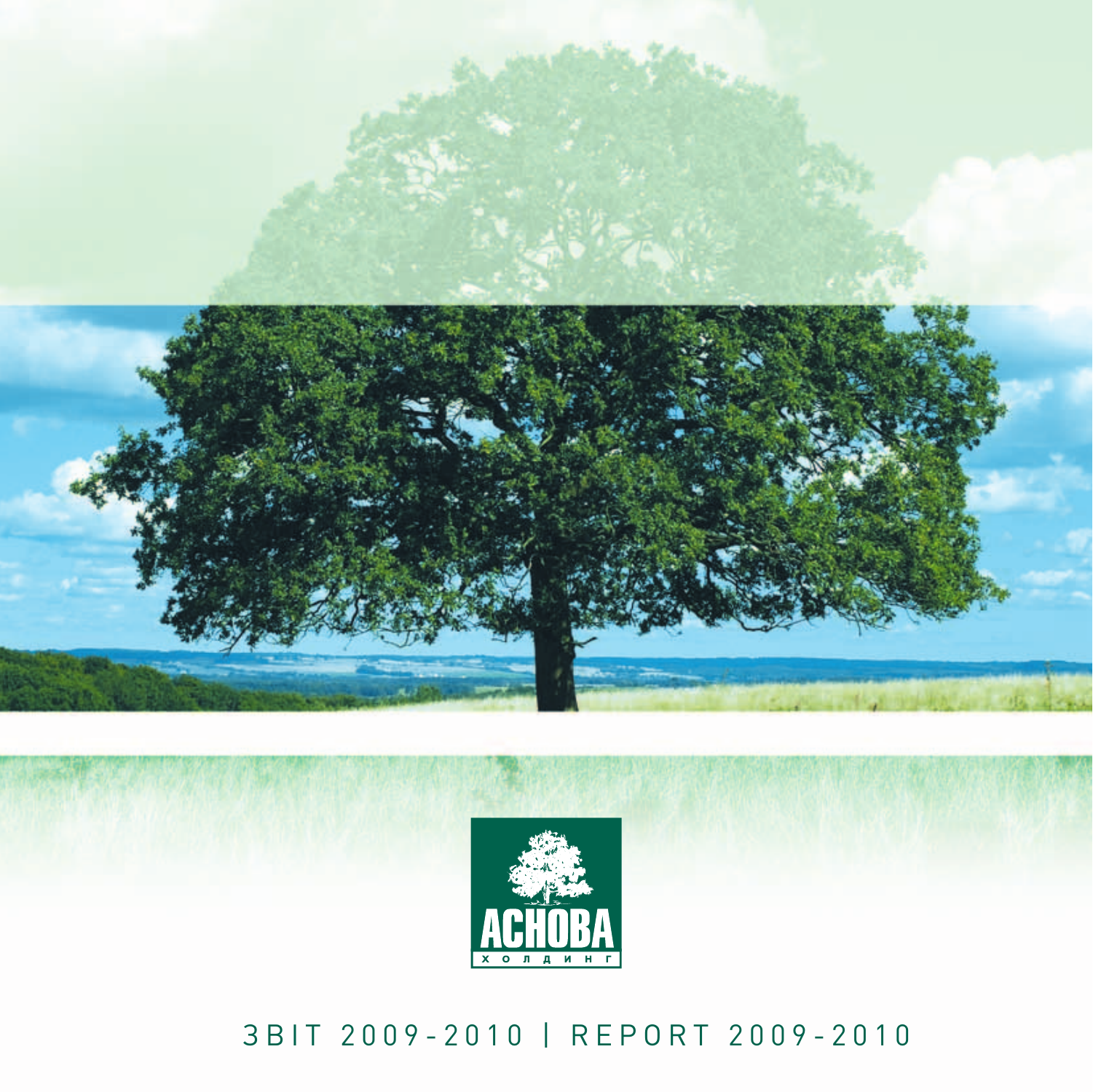АСНОВА

холдинг

ЗВІТ 2009-2010 | REPORT 2009-2010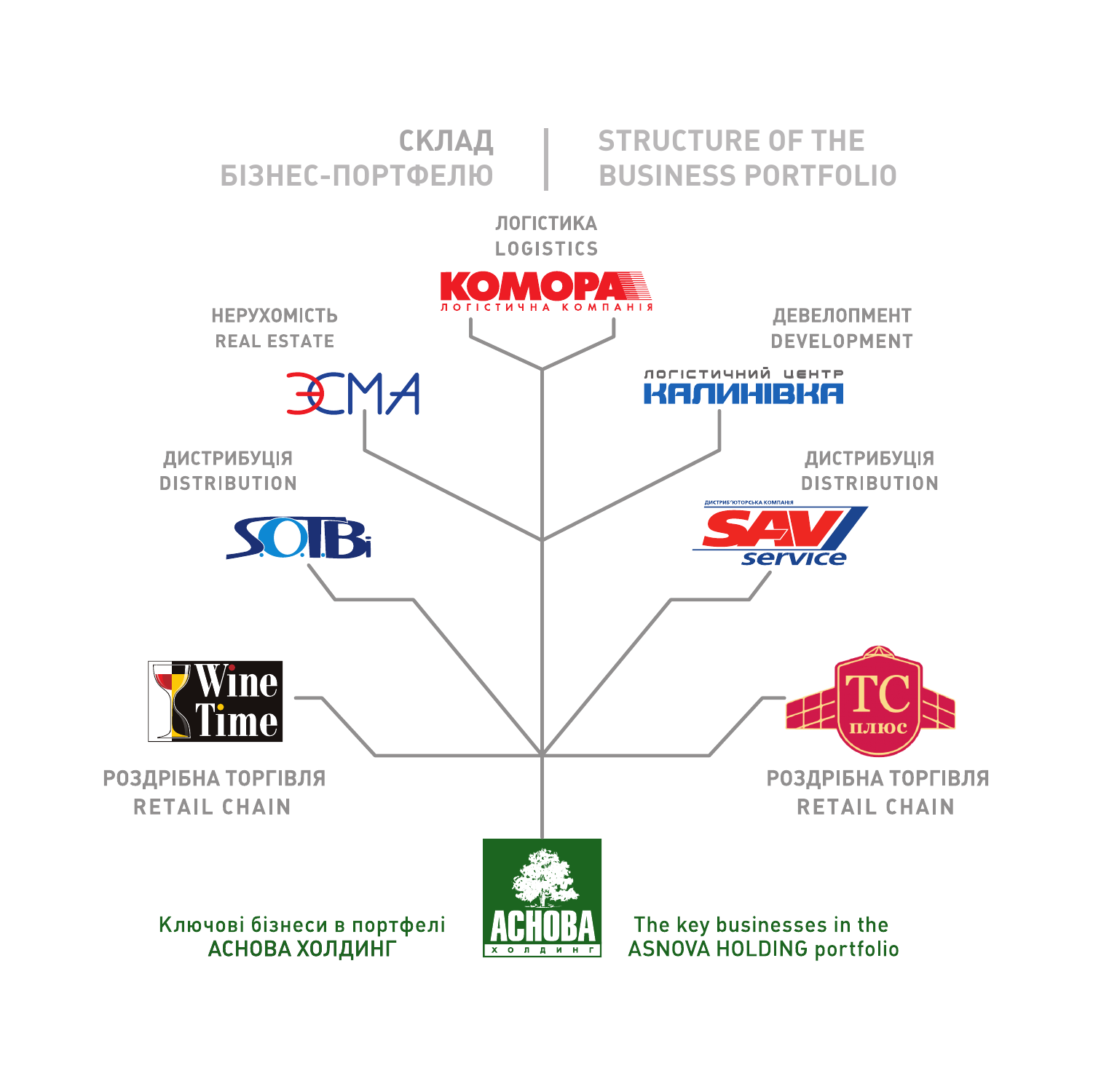# СКЛАД БІЗНЕС-ПОРТФЕЛЮ | STRUCTURE OF THE BUSINESS PORTFOLIO

**ЛОГІСТИКА**
**LOGISTICS**

КОМОРА
ЛОГІСТИЧНА КОМПАНІЯ

**НЕРУХОМІСТЬ**
**REAL ESTATE**

ЭСМА

**ДЕВЕЛОПМЕНТ**
**DEVELOPMENT**

ЛОГІСТИЧНИЙ ЦЕНТР
КАЛИНІВКА

**ДИСТРИБУЦІЯ**
**DISTRIBUTION**

S.O.T.Bi

**ДИСТРИБУЦІЯ**
**DISTRIBUTION**

ДИСТРИБ'ЮТОРСЬКА КОМПАНІЯ
SAV service

Wine Time

**РОЗДРІБНА ТОРГІВЛЯ**
**RETAIL CHAIN**

ТС плюс

**РОЗДРІБНА ТОРГІВЛЯ**
**RETAIL CHAIN**

АСНОВА
ХОЛДИНГ

Ключові бізнеси в портфелі
АСНОВА ХОЛДИНГ

The key businesses in the
ASNOVA HOLDING portfolio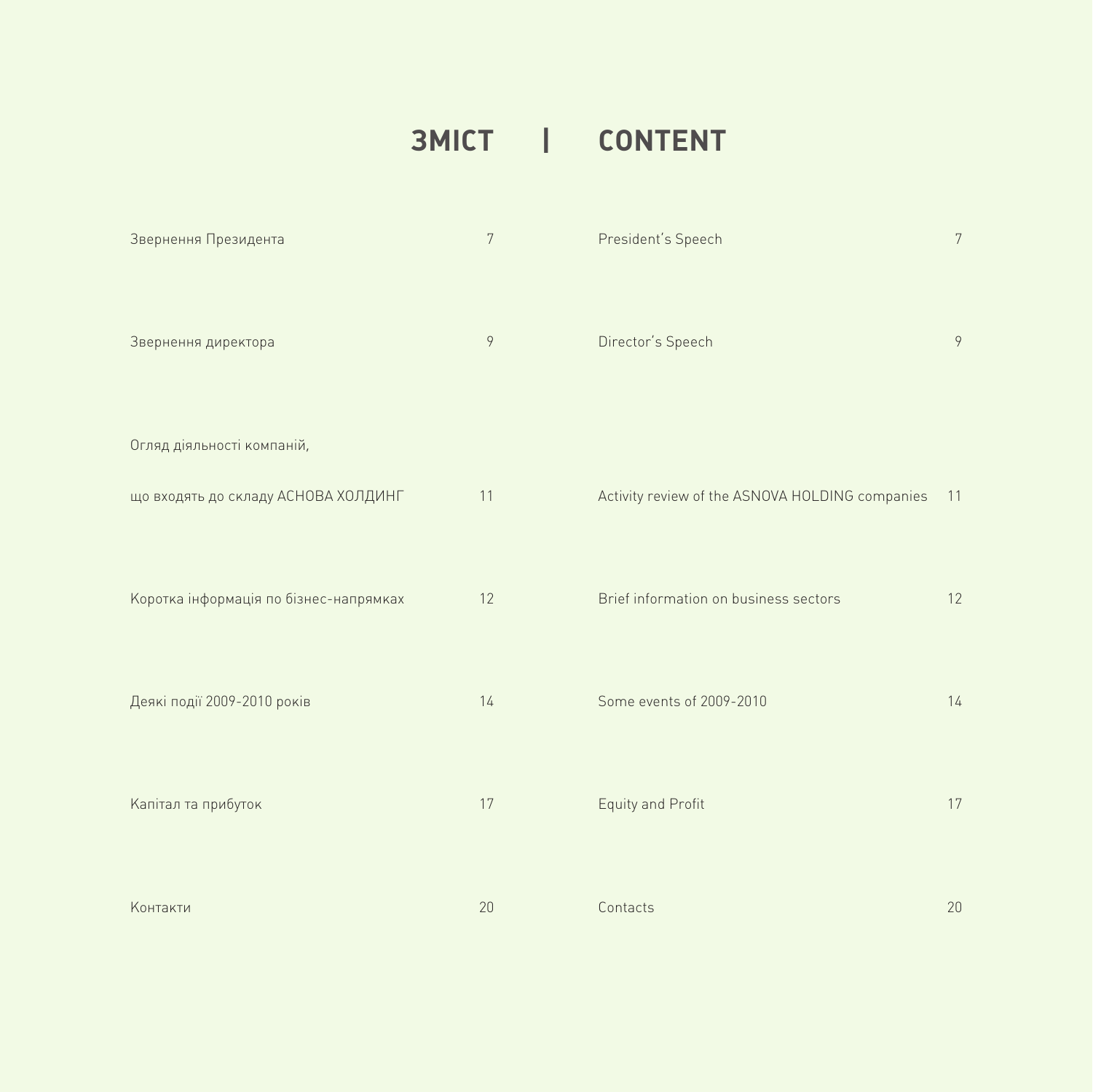# ЗМІСТ | CONTENT

| Зміст | | Content | |
|---|---|---|---|
| Звернення Президента | 7 | President's Speech | 7 |
| Звернення директора | 9 | Director's Speech | 9 |
| Огляд діяльності компаній, що входять до складу АСНОВА ХОЛДИНГ | 11 | Activity review of the ASNOVA HOLDING companies | 11 |
| Коротка інформація по бізнес-напрямках | 12 | Brief information on business sectors | 12 |
| Деякі події 2009-2010 років | 14 | Some events of 2009-2010 | 14 |
| Капітал та прибуток | 17 | Equity and Profit | 17 |
| Контакти | 20 | Contacts | 20 |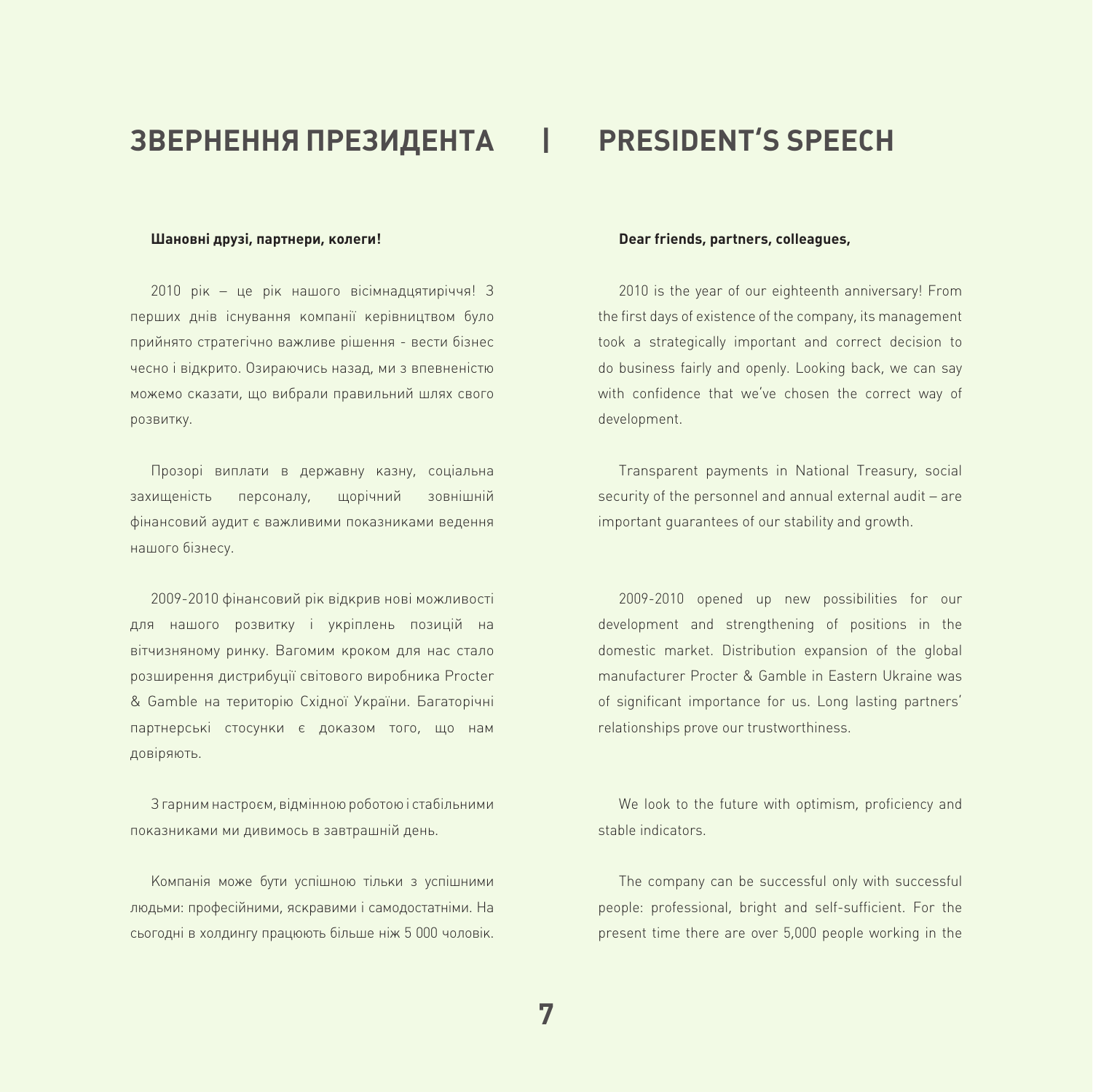# ЗВЕРНЕННЯ ПРЕЗИДЕНТА | PRESIDENT'S SPEECH

**Шановні друзі, партнери, колеги!**

2010 рік – це рік нашого вісімнадцятиріччя! З перших днів існування компанії керівництвом було прийнято стратегічно важливе рішення - вести бізнес чесно і відкрито. Озираючись назад, ми з впевненістю можемо сказати, що вибрали правильний шлях свого розвитку.

Прозорі виплати в державну казну, соціальна захищеність персоналу, щорічний зовнішній фінансовий аудит є важливими показниками ведення нашого бізнесу.

2009-2010 фінансовий рік відкрив нові можливості для нашого розвитку і укріплень позицій на вітчизняному ринку. Вагомим кроком для нас стало розширення дистрибуції світового виробника Procter & Gamble на територію Східної України. Багаторічні партнерські стосунки є доказом того, що нам довіряють.

З гарним настроєм, відмінною роботою і стабільними показниками ми дивимось в завтрашній день.

Компанія може бути успішною тільки з успішними людьми: професійними, яскравими і самодостатніми. На сьогодні в холдингу працюють більше ніж 5 000 чоловік.

**Dear friends, partners, colleagues,**

2010 is the year of our eighteenth anniversary! From the first days of existence of the company, its management took a strategically important and correct decision to do business fairly and openly. Looking back, we can say with confidence that we've chosen the correct way of development.

Transparent payments in National Treasury, social security of the personnel and annual external audit – are important guarantees of our stability and growth.

2009-2010 opened up new possibilities for our development and strengthening of positions in the domestic market. Distribution expansion of the global manufacturer Procter & Gamble in Eastern Ukraine was of significant importance for us. Long lasting partners' relationships prove our trustworthiness.

We look to the future with optimism, proficiency and stable indicators.

The company can be successful only with successful people: professional, bright and self-sufficient. For the present time there are over 5,000 people working in the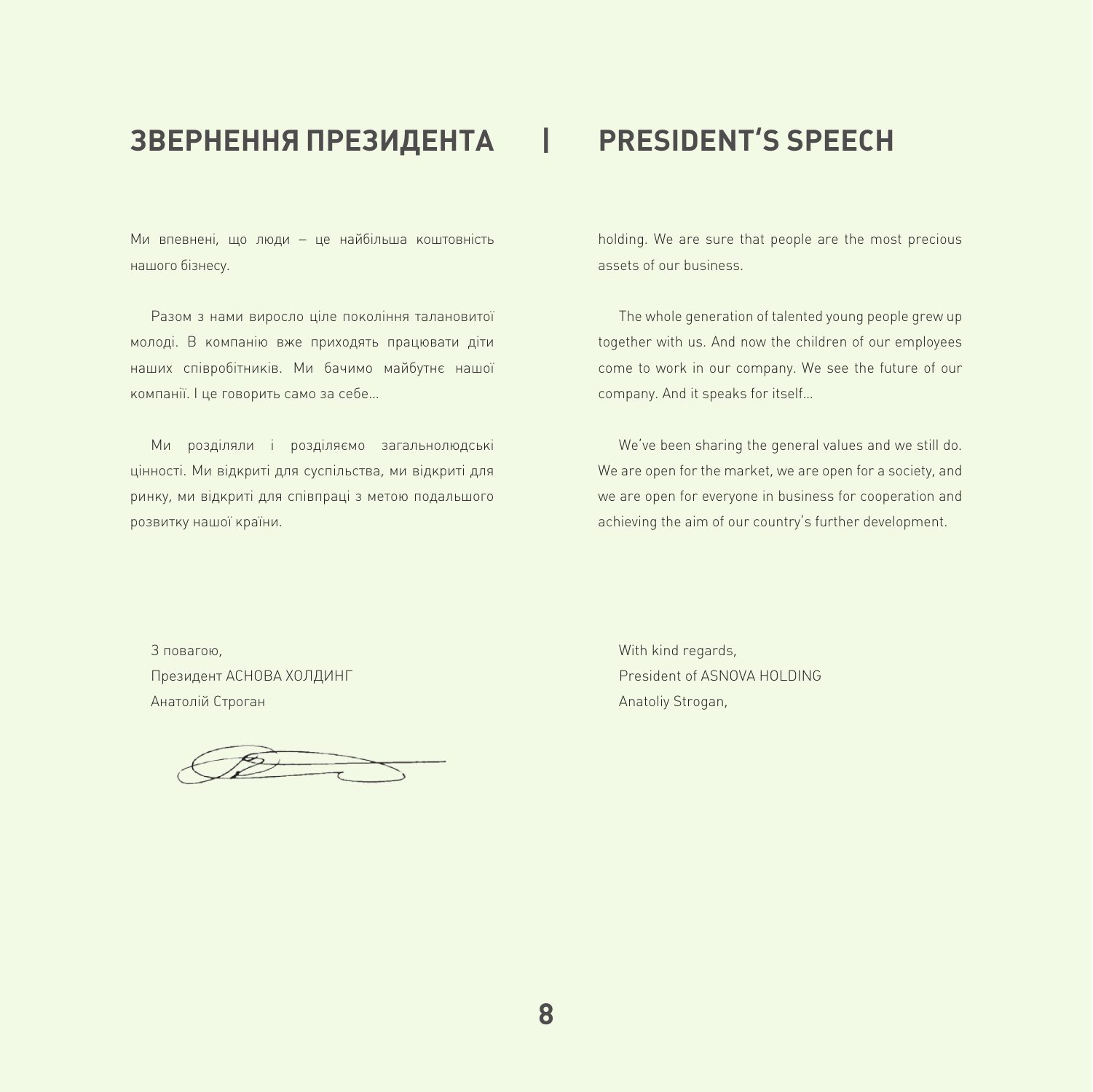## ЗВЕРНЕННЯ ПРЕЗИДЕНТА

Ми впевнені, що люди – це найбільша коштовність нашого бізнесу.

Разом з нами виросло ціле покоління талановитої молоді. В компанію вже приходять працювати діти наших співробітників. Ми бачимо майбутнє нашої компанії. І це говорить само за себе...

Ми розділяли і розділяємо загальнолюдські цінності. Ми відкриті для суспільства, ми відкриті для ринку, ми відкриті для співпраці з метою подальшого розвитку нашої країни.

З повагою,
Президент АСНОВА ХОЛДИНГ
Анатолій Строган

## PRESIDENT'S SPEECH

holding. We are sure that people are the most precious assets of our business.

The whole generation of talented young people grew up together with us. And now the children of our employees come to work in our company. We see the future of our company. And it speaks for itself...

We've been sharing the general values and we still do. We are open for the market, we are open for a society, and we are open for everyone in business for cooperation and achieving the aim of our country's further development.

With kind regards,
President of ASNOVA HOLDING
Anatoliy Strogan,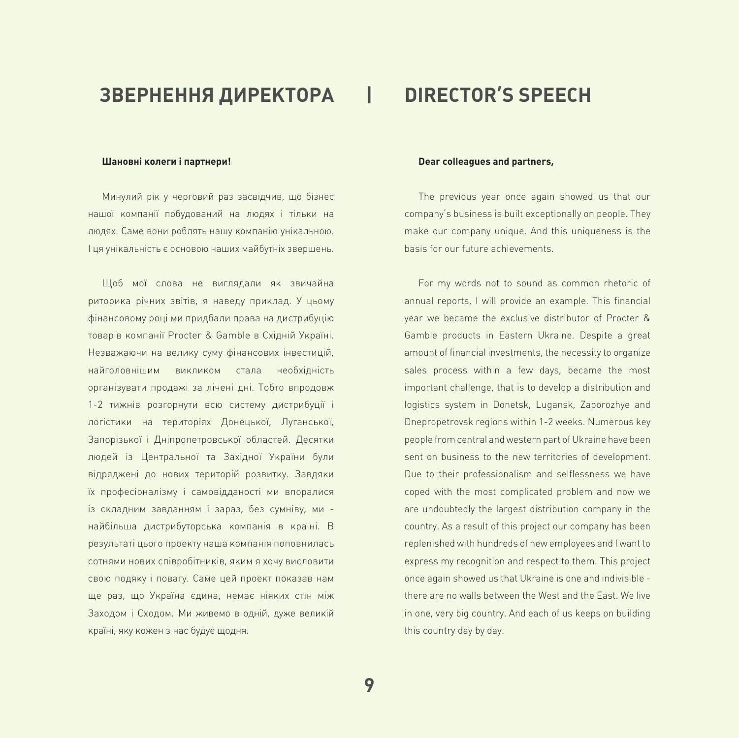# ЗВЕРНЕННЯ ДИРЕКТОРА | DIRECTOR'S SPEECH

**Шановні колеги і партнери!**

Минулий рік у черговий раз засвідчив, що бізнес нашої компанії побудований на людях і тільки на людях. Саме вони роблять нашу компанію унікальною. І ця унікальність є основою наших майбутніх звершень.

Щоб мої слова не виглядали як звичайна риторика річних звітів, я наведу приклад. У цьому фінансовому році ми придбали права на дистрибуцію товарів компанії Procter & Gamble в Східній Україні. Незважаючи на велику суму фінансових інвестицій, найголовнішим викликом стала необхідність організувати продажі за лічені дні. Тобто впродовж 1-2 тижнів розгорнути всю систему дистрибуції і логістики на територіях Донецької, Луганської, Запорізької і Дніпропетровської областей. Десятки людей із Центральної та Західної України були відряджені до нових територій розвитку. Завдяки їх професіоналізму і самовідданості ми впоралися із складним завданням і зараз, без сумніву, ми - найбільша дистрибуторська компанія в країні. В результаті цього проекту наша компанія поповнилась сотнями нових співробітників, яким я хочу висловити свою подяку і повагу. Саме цей проект показав нам ще раз, що Україна єдина, немає ніяких стін між Заходом і Сходом. Ми живемо в одній, дуже великій країні, яку кожен з нас будує щодня.

**Dear colleagues and partners,**

The previous year once again showed us that our company's business is built exceptionally on people. They make our company unique. And this uniqueness is the basis for our future achievements.

For my words not to sound as common rhetoric of annual reports, I will provide an example. This financial year we became the exclusive distributor of Procter & Gamble products in Eastern Ukraine. Despite a great amount of financial investments, the necessity to organize sales process within a few days, became the most important challenge, that is to develop a distribution and logistics system in Donetsk, Lugansk, Zaporozhye and Dnepropetrovsk regions within 1-2 weeks. Numerous key people from central and western part of Ukraine have been sent on business to the new territories of development. Due to their professionalism and selflessness we have coped with the most complicated problem and now we are undoubtedly the largest distribution company in the country. As a result of this project our company has been replenished with hundreds of new employees and I want to express my recognition and respect to them. This project once again showed us that Ukraine is one and indivisible - there are no walls between the West and the East. We live in one, very big country. And each of us keeps on building this country day by day.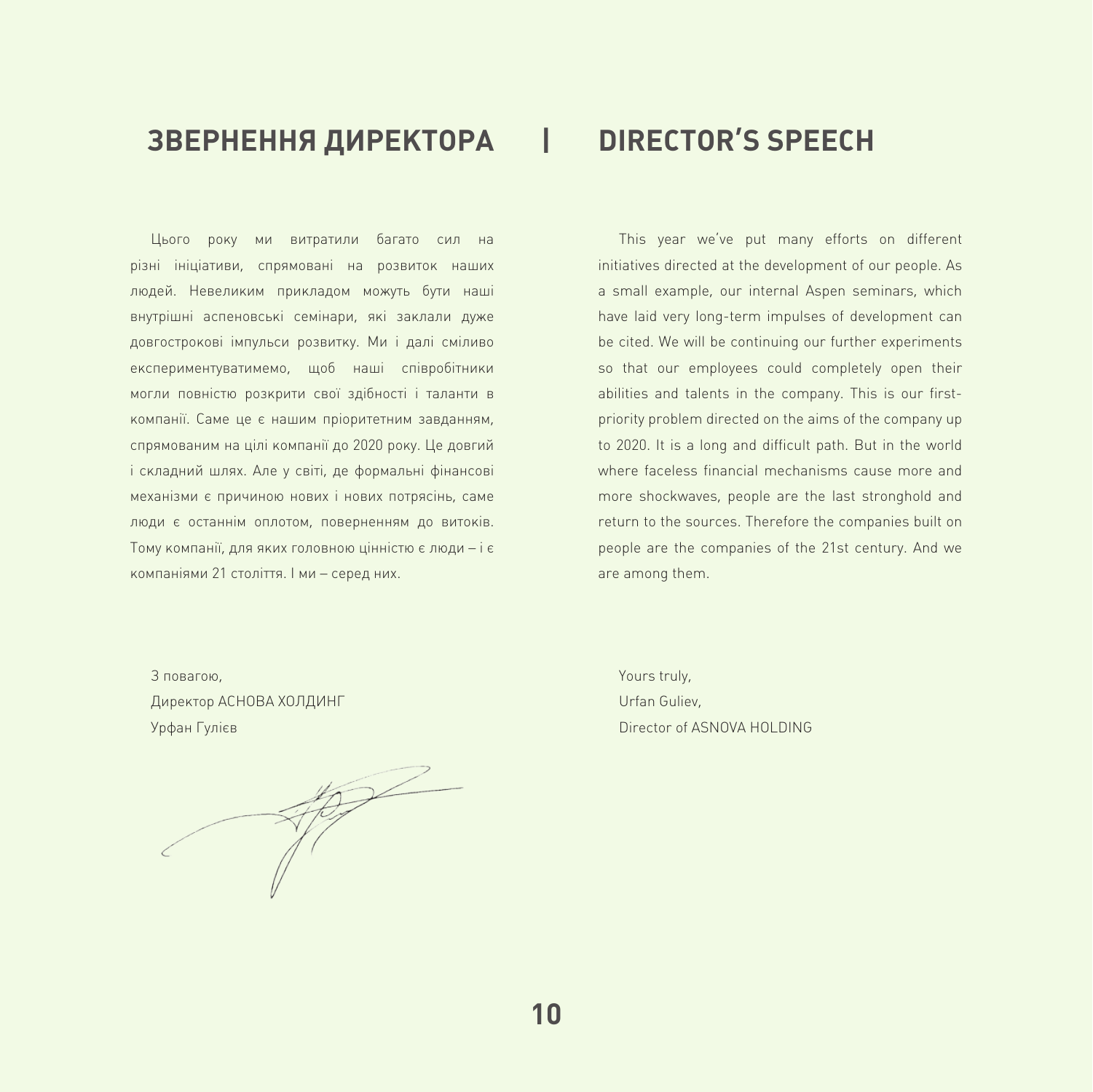# ЗВЕРНЕННЯ ДИРЕКТОРА | DIRECTOR'S SPEECH

Цього року ми витратили багато сил на різні ініціативи, спрямовані на розвиток наших людей. Невеликим прикладом можуть бути наші внутрішні аспеновські семінари, які заклали дуже довгострокові імпульси розвитку. Ми і далі сміливо експериментуватимемо, щоб наші співробітники могли повністю розкрити свої здібності і таланти в компанії. Саме це є нашим пріоритетним завданням, спрямованим на цілі компанії до 2020 року. Це довгий і складний шлях. Але у світі, де формальні фінансові механізми є причиною нових і нових потрясінь, саме люди є останнім оплотом, поверненням до витоків. Тому компанії, для яких головною цінністю є люди – і є компаніями 21 століття. І ми – серед них.

З повагою,
Директор АСНОВА ХОЛДИНГ
Урфан Гулієв

This year we've put many efforts on different initiatives directed at the development of our people. As a small example, our internal Aspen seminars, which have laid very long-term impulses of development can be cited. We will be continuing our further experiments so that our employees could completely open their abilities and talents in the company. This is our first-priority problem directed on the aims of the company up to 2020. It is a long and difficult path. But in the world where faceless financial mechanisms cause more and more shockwaves, people are the last stronghold and return to the sources. Therefore the companies built on people are the companies of the 21st century. And we are among them.

Yours truly,
Urfan Guliev,
Director of ASNOVA HOLDING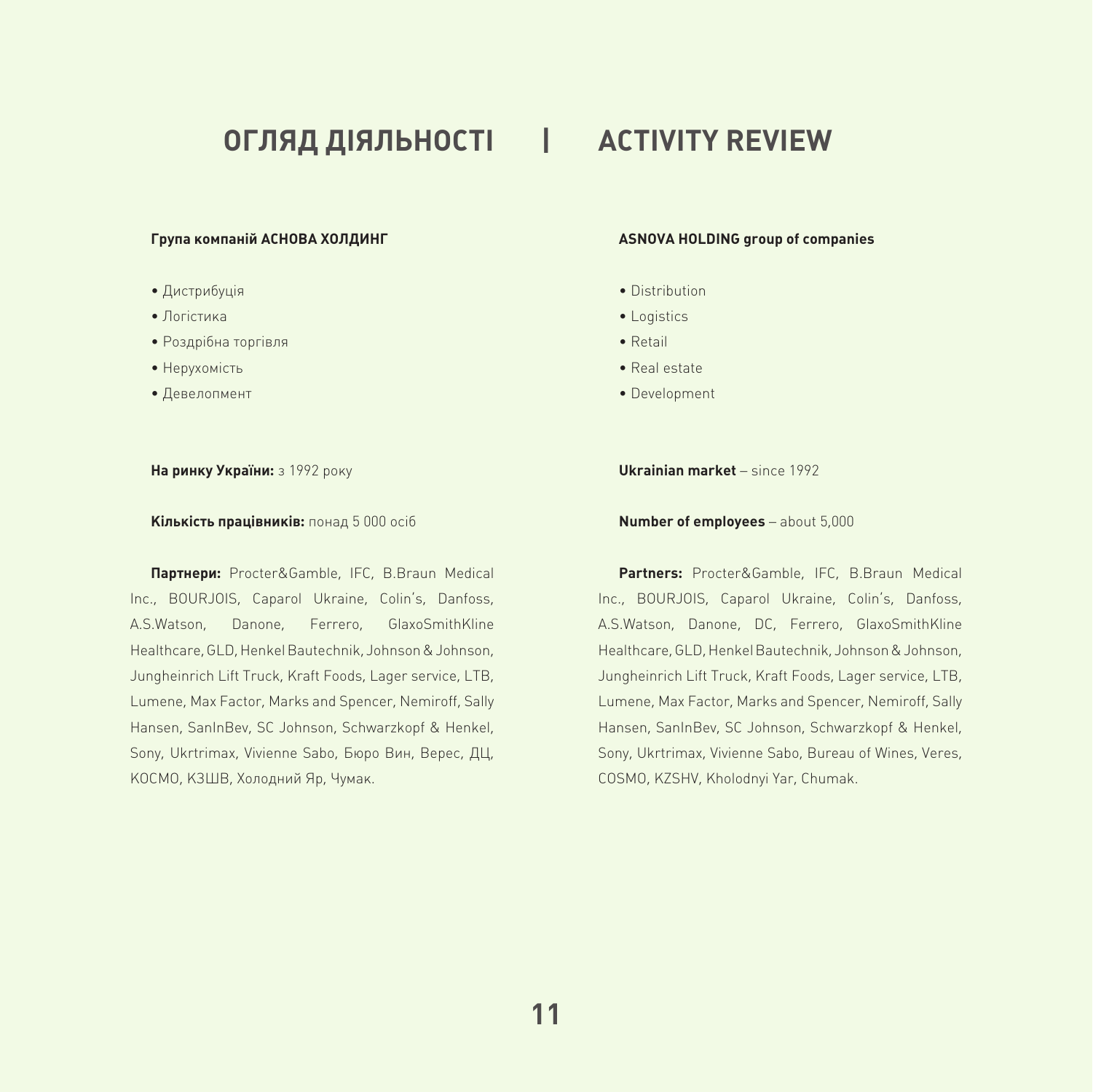# ОГЛЯД ДІЯЛЬНОСТІ | ACTIVITY REVIEW

**Група компаній АСНОВА ХОЛДИНГ**

- Дистрибуція
- Логістика
- Роздрібна торгівля
- Нерухомість
- Девелопмент

**На ринку України:** з 1992 року

**Кількість працівників:** понад 5 000 осіб

**Партнери:** Procter&Gamble, IFC, B.Braun Medical Inc., BOURJOIS, Caparol Ukraine, Colin's, Danfoss, A.S.Watson, Danone, Ferrero, GlaxoSmithKline Healthcare, GLD, Henkel Bautechnik, Johnson & Johnson, Jungheinrich Lift Truck, Kraft Foods, Lager service, LTB, Lumene, Max Factor, Marks and Spencer, Nemiroff, Sally Hansen, SanInBev, SC Johnson, Schwarzkopf & Henkel, Sony, Ukrtrimax, Vivienne Sabo, Бюро Вин, Верес, ДЦ, КОСМО, КЗШВ, Холодний Яр, Чумак.

**ASNOVA HOLDING group of companies**

- Distribution
- Logistics
- Retail
- Real estate
- Development

**Ukrainian market** – since 1992

**Number of employees** – about 5,000

**Partners:** Procter&Gamble, IFC, B.Braun Medical Inc., BOURJOIS, Caparol Ukraine, Colin's, Danfoss, A.S.Watson, Danone, DC, Ferrero, GlaxoSmithKline Healthcare, GLD, Henkel Bautechnik, Johnson & Johnson, Jungheinrich Lift Truck, Kraft Foods, Lager service, LTB, Lumene, Max Factor, Marks and Spencer, Nemiroff, Sally Hansen, SanInBev, SC Johnson, Schwarzkopf & Henkel, Sony, Ukrtrimax, Vivienne Sabo, Bureau of Wines, Veres, COSMO, KZSHV, Kholodnyi Yar, Chumak.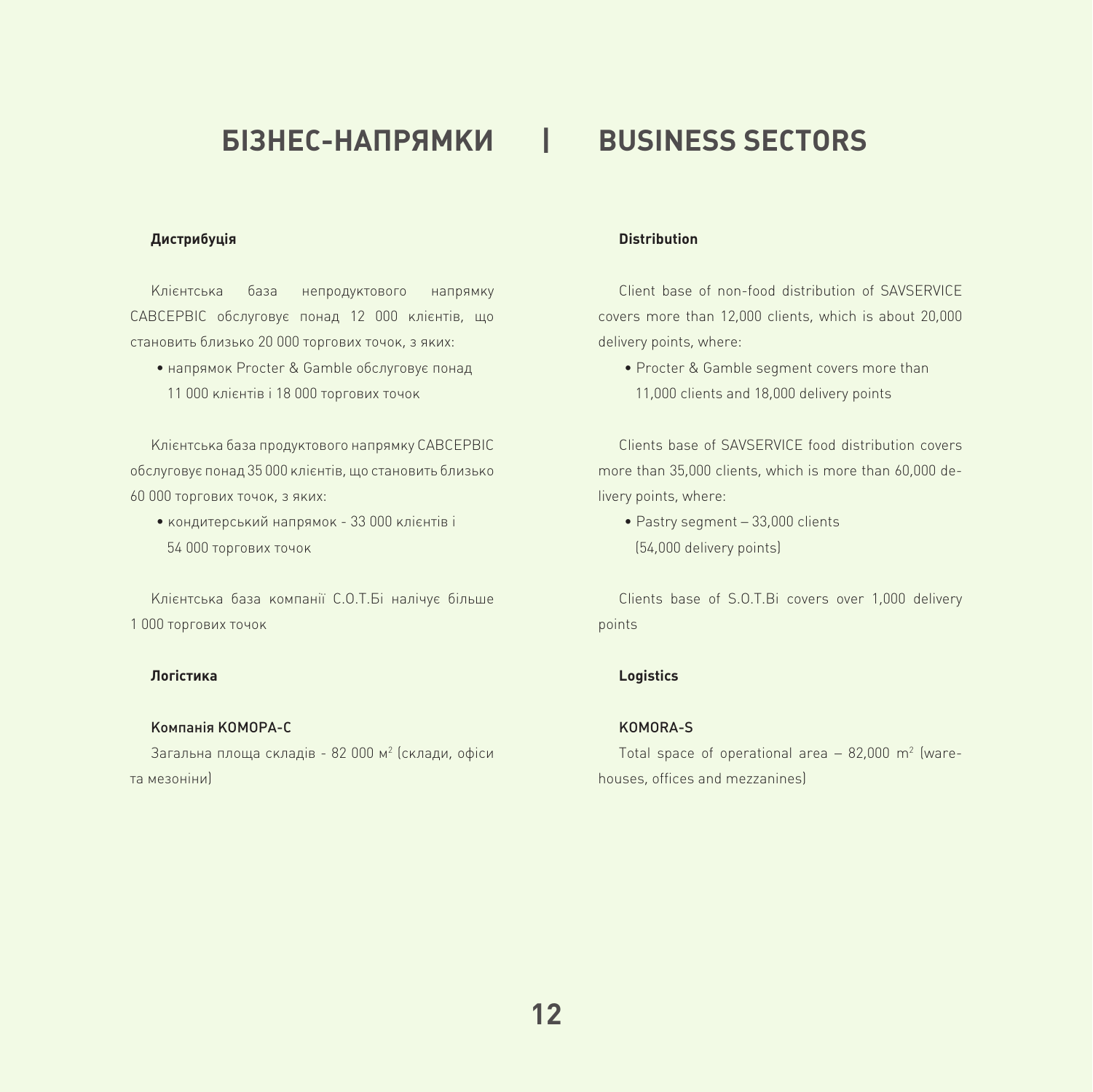# БІЗНЕС-НАПРЯМКИ | BUSINESS SECTORS

**Дистрибуція**

Клієнтська база непродуктового напрямку САВСЕРВІС обслуговує понад 12 000 клієнтів, що становить близько 20 000 торгових точок, з яких:

- напрямок Procter & Gamble обслуговує понад 11 000 клієнтів і 18 000 торгових точок

Клієнтська база продуктового напрямку САВСЕРВІС обслуговує понад 35 000 клієнтів, що становить близько 60 000 торгових точок, з яких:

- кондитерський напрямок - 33 000 клієнтів і 54 000 торгових точок

Клієнтська база компанії С.О.Т.Бі налічує більше 1 000 торгових точок

**Логістика**

**Компанія КОМОРА-С**

Загальна площа складів - 82 000 м² (склади, офіси та мезоніни)

**Distribution**

Client base of non-food distribution of SAVSERVICE covers more than 12,000 clients, which is about 20,000 delivery points, where:

- Procter & Gamble segment covers more than 11,000 clients and 18,000 delivery points

Clients base of SAVSERVICE food distribution covers more than 35,000 clients, which is more than 60,000 delivery points, where:

- Pastry segment – 33,000 clients (54,000 delivery points)

Clients base of S.O.T.Bi covers over 1,000 delivery points

**Logistics**

**KOMORA-S**

Total space of operational area – 82,000 m² (warehouses, offices and mezzanines)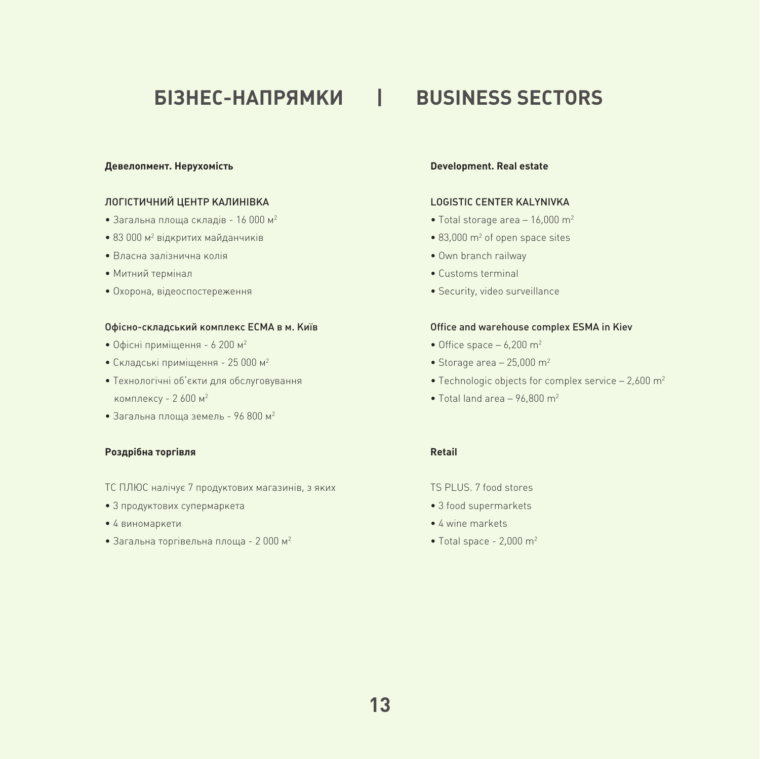# БІЗНЕС-НАПРЯМКИ | BUSINESS SECTORS

**Девелопмент. Нерухомість**

ЛОГІСТИЧНИЙ ЦЕНТР КАЛИНІВКА

- Загальна площа складів - 16 000 м$^2$
- 83 000 м$^2$ відкритих майданчиків
- Власна залізнична колія
- Митний термінал
- Охорона, відеоспостереження

**Офісно-складський комплекс ЕСМА в м. Київ**

- Офісні приміщення - 6 200 м$^2$
- Складські приміщення - 25 000 м$^2$
- Технологічні об'єкти для обслуговування комплексу - 2 600 м$^2$
- Загальна площа земель - 96 800 м$^2$

**Роздрібна торгівля**

ТС ПЛЮС налічує 7 продуктових магазинів, з яких

- 3 продуктових супермаркета
- 4 виномаркети
- Загальна торгівельна площа - 2 000 м$^2$

**Development. Real estate**

LOGISTIC CENTER KALYNIVKA

- Total storage area – 16,000 m$^2$
- 83,000 m$^2$ of open space sites
- Own branch railway
- Customs terminal
- Security, video surveillance

**Office and warehouse complex ESMA in Kiev**

- Office space – 6,200 m$^2$
- Storage area – 25,000 m$^2$
- Technologic objects for complex service – 2,600 m$^2$
- Total land area – 96,800 m$^2$

**Retail**

TS PLUS. 7 food stores

- 3 food supermarkets
- 4 wine markets
- Total space - 2,000 m$^2$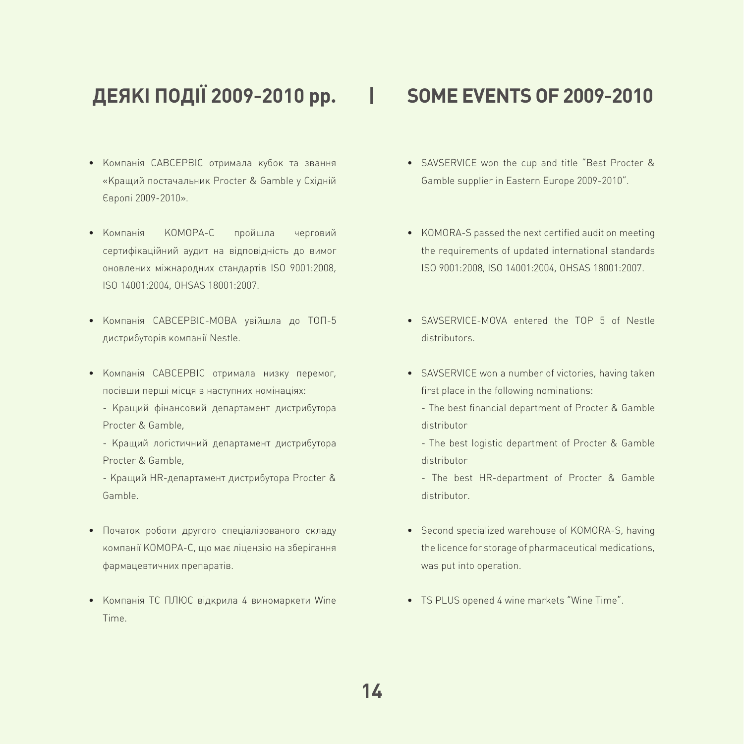## ДЕЯКІ ПОДІЇ 2009-2010 рр. | SOME EVENTS OF 2009-2010

- Компанія САВСЕРВІС отримала кубок та звання «Кращий постачальник Procter & Gamble у Східній Європі 2009-2010».

- Компанія КОМОРА-С пройшла черговий сертифікаційний аудит на відповідність до вимог оновлених міжнародних стандартів ISO 9001:2008, ISO 14001:2004, OHSAS 18001:2007.

- Компанія САВСЕРВІС-МОВА увійшла до ТОП-5 дистрибуторів компанії Nestle.

- Компанія САВСЕРВІС отримала низку перемог, посівши перші місця в наступних номінаціях:
  - Кращий фінансовий департамент дистрибутора Procter & Gamble,
  - Кращий логістичний департамент дистрибутора Procter & Gamble,
  - Кращий HR-департамент дистрибутора Procter & Gamble.

- Початок роботи другого спеціалізованого складу компанії КОМОРА-С, що має ліцензію на зберігання фармацевтичних препаратів.

- Компанія ТС ПЛЮС відкрила 4 виномаркети Wine Time.

- SAVSERVICE won the cup and title "Best Procter & Gamble supplier in Eastern Europe 2009-2010".

- KOMORA-S passed the next certified audit on meeting the requirements of updated international standards ISO 9001:2008, ISO 14001:2004, OHSAS 18001:2007.

- SAVSERVICE-MOVA entered the TOP 5 of Nestle distributors.

- SAVSERVICE won a number of victories, having taken first place in the following nominations:
  - The best financial department of Procter & Gamble distributor
  - The best logistic department of Procter & Gamble distributor
  - The best HR-department of Procter & Gamble distributor.

- Second specialized warehouse of KOMORA-S, having the licence for storage of pharmaceutical medications, was put into operation.

- TS PLUS opened 4 wine markets "Wine Time".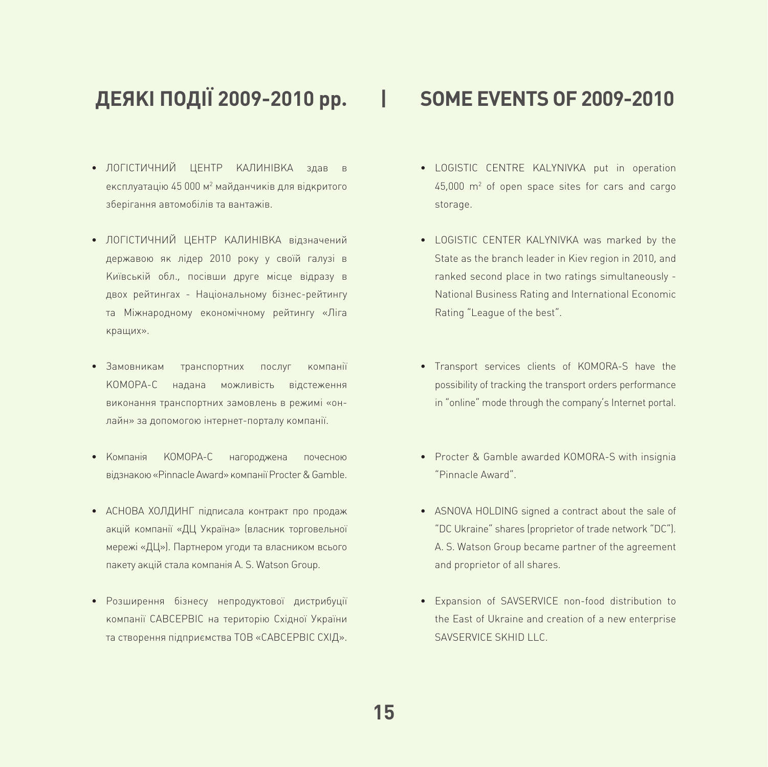# ДЕЯКІ ПОДІЇ 2009-2010 рр. | SOME EVENTS OF 2009-2010

- ЛОГІСТИЧНИЙ ЦЕНТР КАЛИНІВКА здав в експлуатацію 45 000 м$^2$ майданчиків для відкритого зберігання автомобілів та вантажів.
- ЛОГІСТИЧНИЙ ЦЕНТР КАЛИНІВКА відзначений державою як лідер 2010 року у своїй галузі в Київській обл., посівши друге місце відразу в двох рейтингах - Національному бізнес-рейтингу та Міжнародному економічному рейтингу «Ліга кращих».
- Замовникам транспортних послуг компанії КОМОРА-С надана можливість відстеження виконання транспортних замовлень в режимі «он-лайн» за допомогою інтернет-порталу компанії.
- Компанія КОМОРА-С нагороджена почесною відзнакою «Pinnacle Award» компанії Procter & Gamble.
- АСНОВА ХОЛДИНГ підписала контракт про продаж акцій компанії «ДЦ Україна» (власник торговельної мережі «ДЦ»). Партнером угоди та власником всього пакету акцій стала компанія A. S. Watson Group.
- Розширення бізнесу непродуктової дистрибуції компанії САВСЕРВІС на територію Східної України та створення підприємства ТОВ «САВСЕРВІС СХІД».

- LOGISTIC CENTRE KALYNIVKA put in operation 45,000 m$^2$ of open space sites for cars and cargo storage.
- LOGISTIC CENTER KALYNIVKA was marked by the State as the branch leader in Kiev region in 2010, and ranked second place in two ratings simultaneously - National Business Rating and International Economic Rating "League of the best".
- Transport services clients of KOMORA-S have the possibility of tracking the transport orders performance in "online" mode through the company's Internet portal.
- Procter & Gamble awarded KOMORA-S with insignia "Pinnacle Award".
- ASNOVA HOLDING signed a contract about the sale of "DC Ukraine" shares (proprietor of trade network "DC"). A. S. Watson Group became partner of the agreement and proprietor of all shares.
- Expansion of SAVSERVICE non-food distribution to the East of Ukraine and creation of a new enterprise SAVSERVICE SKHID LLC.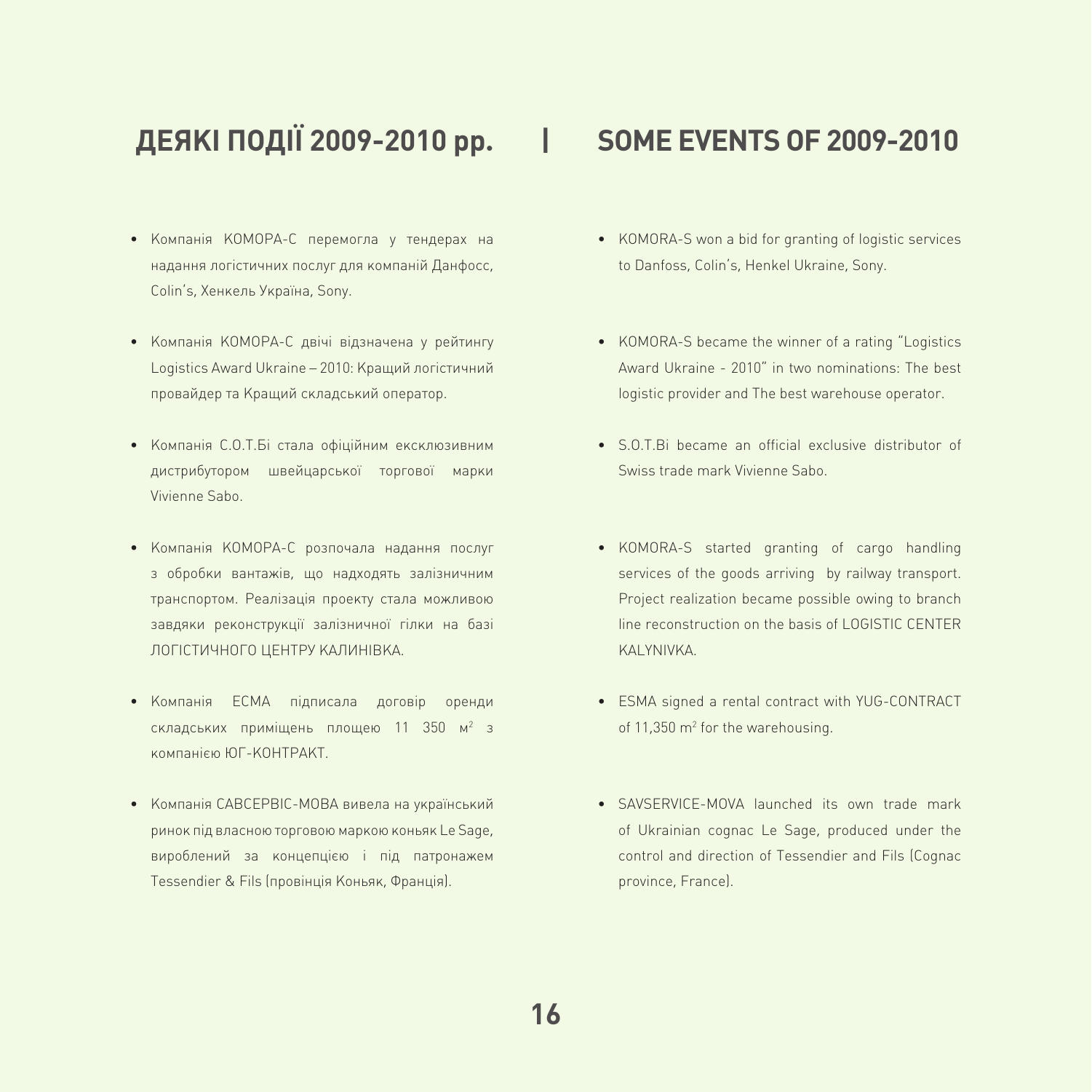## ДЕЯКІ ПОДІЇ 2009-2010 рр. | SOME EVENTS OF 2009-2010

- Компанія КОМОРА-С перемогла у тендерах на надання логістичних послуг для компаній Данфосс, Colin's, Хенкель Україна, Sony.
- Компанія КОМОРА-С двічі відзначена у рейтингу Logistics Award Ukraine – 2010: Кращий логістичний провайдер та Кращий складський оператор.
- Компанія С.О.Т.Бі стала офіційним ексклюзивним дистрибутором швейцарської торгової марки Vivienne Sabo.
- Компанія КОМОРА-С розпочала надання послуг з обробки вантажів, що надходять залізничним транспортом. Реалізація проекту стала можливою завдяки реконструкції залізничної гілки на базі ЛОГІСТИЧНОГО ЦЕНТРУ КАЛИНІВКА.
- Компанія ЕСМА підписала договір оренди складських приміщень площею 11 350 м$^2$ з компанією ЮГ-КОНТРАКТ.
- Компанія САВСЕРВІС-МОВА вивела на український ринок під власною торговою маркою коньяк Le Sage, вироблений за концепцією і під патронажем Tessendier & Fils (провінція Коньяк, Франція).

- KOMORA-S won a bid for granting of logistic services to Danfoss, Colin's, Henkel Ukraine, Sony.
- KOMORA-S became the winner of a rating "Logistics Award Ukraine - 2010" in two nominations: The best logistic provider and The best warehouse operator.
- S.O.T.Bi became an official exclusive distributor of Swiss trade mark Vivienne Sabo.
- KOMORA-S started granting of cargo handling services of the goods arriving by railway transport. Project realization became possible owing to branch line reconstruction on the basis of LOGISTIC CENTER KALYNIVKA.
- ESMA signed a rental contract with YUG-CONTRACT of 11,350 m$^2$ for the warehousing.
- SAVSERVICE-MOVA launched its own trade mark of Ukrainian cognac Le Sage, produced under the control and direction of Tessendier and Fils (Cognac province, France).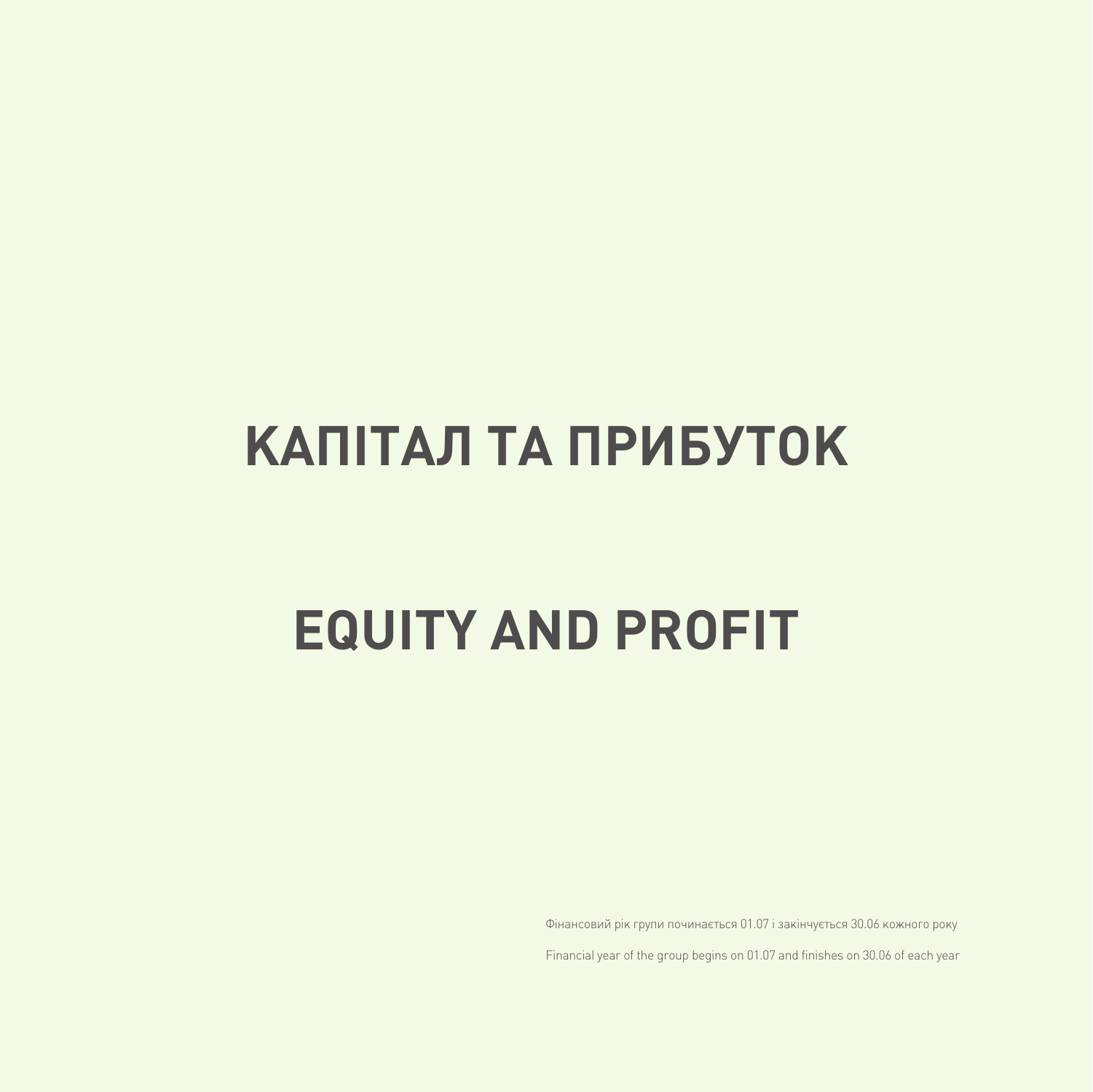# КАПІТАЛ ТА ПРИБУТОК

# EQUITY AND PROFIT

Фінансовий рік групи починається 01.07 і закінчується 30.06 кожного року

Financial year of the group begins on 01.07 and finishes on 30.06 of each year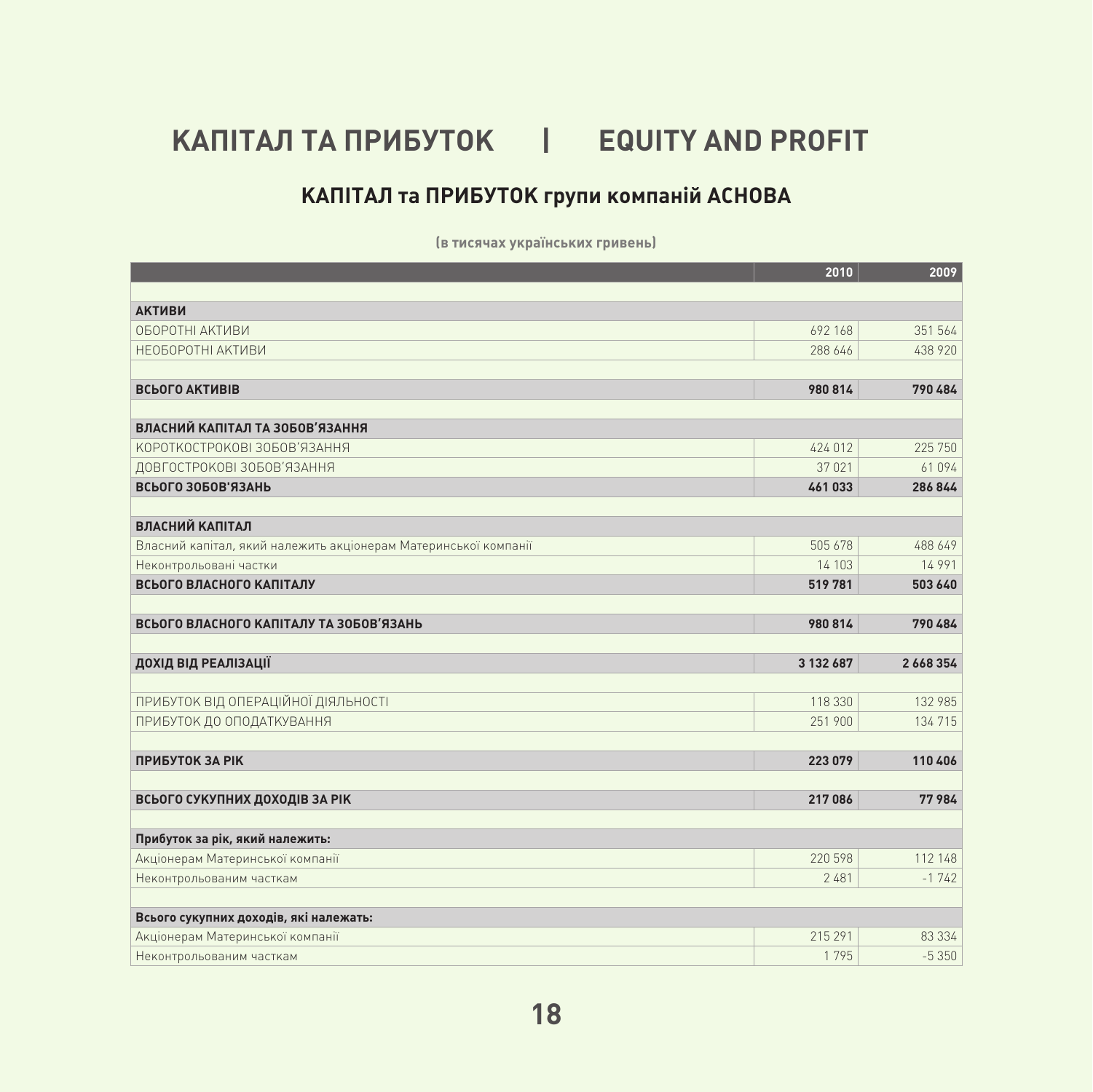# КАПІТАЛ ТА ПРИБУТОК | EQUITY AND PROFIT

## КАПІТАЛ та ПРИБУТОК групи компаній АСНОВА

**(в тисячах українських гривень)**

| | 2010 | 2009 |
|---|---|---|
| **АКТИВИ** | | |
| ОБОРОТНІ АКТИВИ | 692 168 | 351 564 |
| НЕОБОРОТНІ АКТИВИ | 288 646 | 438 920 |
| **ВСЬОГО АКТИВІВ** | **980 814** | **790 484** |
| **ВЛАСНИЙ КАПІТАЛ ТА ЗОБОВ'ЯЗАННЯ** | | |
| КОРОТКОСТРОКОВІ ЗОБОВ'ЯЗАННЯ | 424 012 | 225 750 |
| ДОВГОСТРОКОВІ ЗОБОВ'ЯЗАННЯ | 37 021 | 61 094 |
| **ВСЬОГО ЗОБОВ'ЯЗАНЬ** | **461 033** | **286 844** |
| **ВЛАСНИЙ КАПІТАЛ** | | |
| Власний капітал, який належить акціонерам Материнської компанії | 505 678 | 488 649 |
| Неконтрольовані частки | 14 103 | 14 991 |
| **ВСЬОГО ВЛАСНОГО КАПІТАЛУ** | **519 781** | **503 640** |
| **ВСЬОГО ВЛАСНОГО КАПІТАЛУ ТА ЗОБОВ'ЯЗАНЬ** | **980 814** | **790 484** |
| **ДОХІД ВІД РЕАЛІЗАЦІЇ** | **3 132 687** | **2 668 354** |
| ПРИБУТОК ВІД ОПЕРАЦІЙНОЇ ДІЯЛЬНОСТІ | 118 330 | 132 985 |
| ПРИБУТОК ДО ОПОДАТКУВАННЯ | 251 900 | 134 715 |
| **ПРИБУТОК ЗА РІК** | **223 079** | **110 406** |
| **ВСЬОГО СУКУПНИХ ДОХОДІВ ЗА РІК** | **217 086** | **77 984** |
| **Прибуток за рік, який належить:** | | |
| Акціонерам Материнської компанії | 220 598 | 112 148 |
| Неконтрольованим часткам | 2 481 | -1 742 |
| **Всього сукупних доходів, які належать:** | | |
| Акціонерам Материнської компанії | 215 291 | 83 334 |
| Неконтрольованим часткам | 1 795 | -5 350 |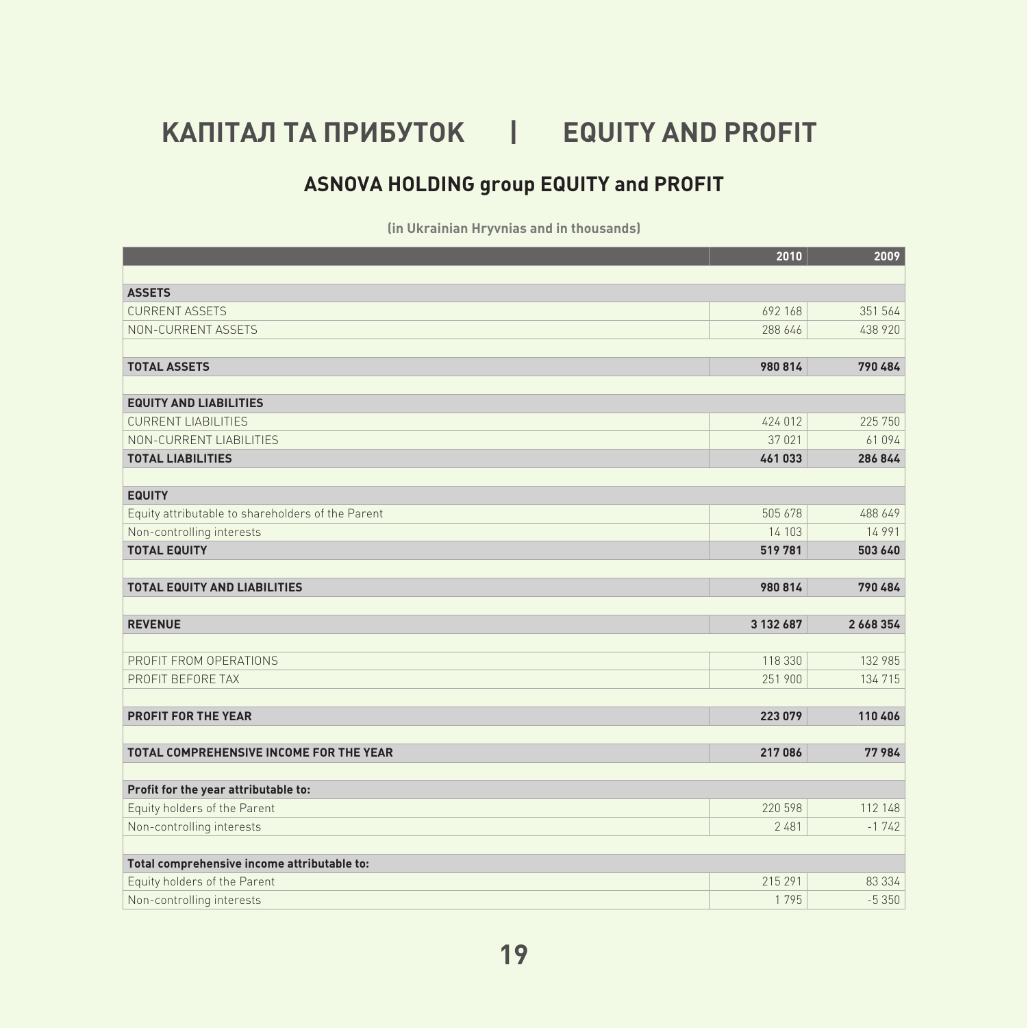# КАПІТАЛ ТА ПРИБУТОК | EQUITY AND PROFIT

## ASNOVA HOLDING group EQUITY and PROFIT

**(in Ukrainian Hryvnias and in thousands)**

| | 2010 | 2009 |
|---|---|---|
| **ASSETS** | | |
| CURRENT ASSETS | 692 168 | 351 564 |
| NON-CURRENT ASSETS | 288 646 | 438 920 |
| **TOTAL ASSETS** | **980 814** | **790 484** |
| **EQUITY AND LIABILITIES** | | |
| CURRENT LIABILITIES | 424 012 | 225 750 |
| NON-CURRENT LIABILITIES | 37 021 | 61 094 |
| **TOTAL LIABILITIES** | **461 033** | **286 844** |
| **EQUITY** | | |
| Equity attributable to shareholders of the Parent | 505 678 | 488 649 |
| Non-controlling interests | 14 103 | 14 991 |
| **TOTAL EQUITY** | **519 781** | **503 640** |
| **TOTAL EQUITY AND LIABILITIES** | **980 814** | **790 484** |
| **REVENUE** | **3 132 687** | **2 668 354** |
| PROFIT FROM OPERATIONS | 118 330 | 132 985 |
| PROFIT BEFORE TAX | 251 900 | 134 715 |
| **PROFIT FOR THE YEAR** | **223 079** | **110 406** |
| **TOTAL COMPREHENSIVE INCOME FOR THE YEAR** | **217 086** | **77 984** |
| **Profit for the year attributable to:** | | |
| Equity holders of the Parent | 220 598 | 112 148 |
| Non-controlling interests | 2 481 | -1 742 |
| **Total comprehensive income attributable to:** | | |
| Equity holders of the Parent | 215 291 | 83 334 |
| Non-controlling interests | 1 795 | -5 350 |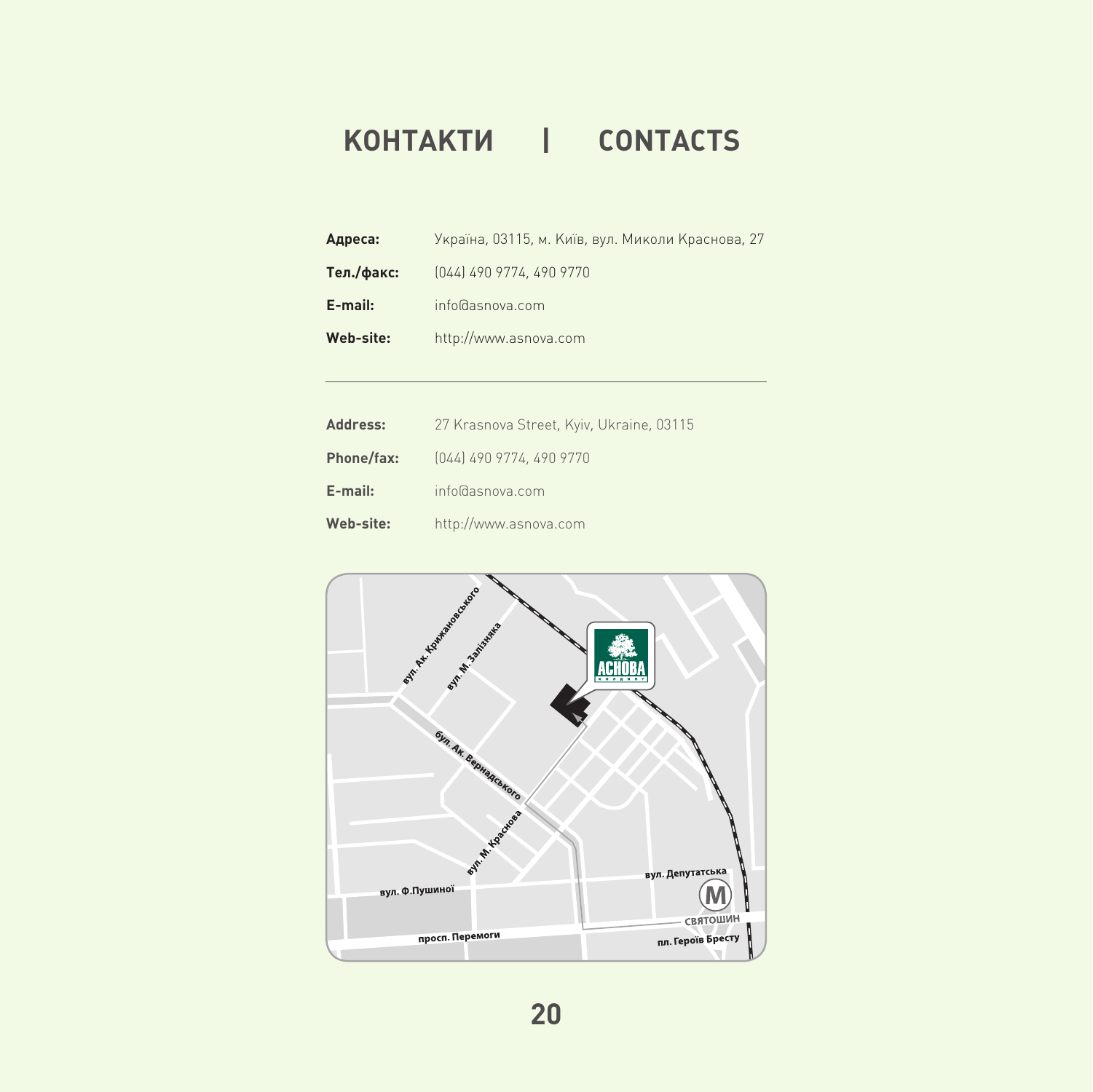# КОНТАКТИ | CONTACTS

**Адреса:** Україна, 03115, м. Київ, вул. Миколи Краснова, 27

**Тел./факс:** (044) 490 9774, 490 9770

**E-mail:** info@asnova.com

**Web-site:** http://www.asnova.com

---

**Address:** 27 Krasnova Street, Kyiv, Ukraine, 03115

**Phone/fax:** (044) 490 9774, 490 9770

**E-mail:** info@asnova.com

**Web-site:** http://www.asnova.com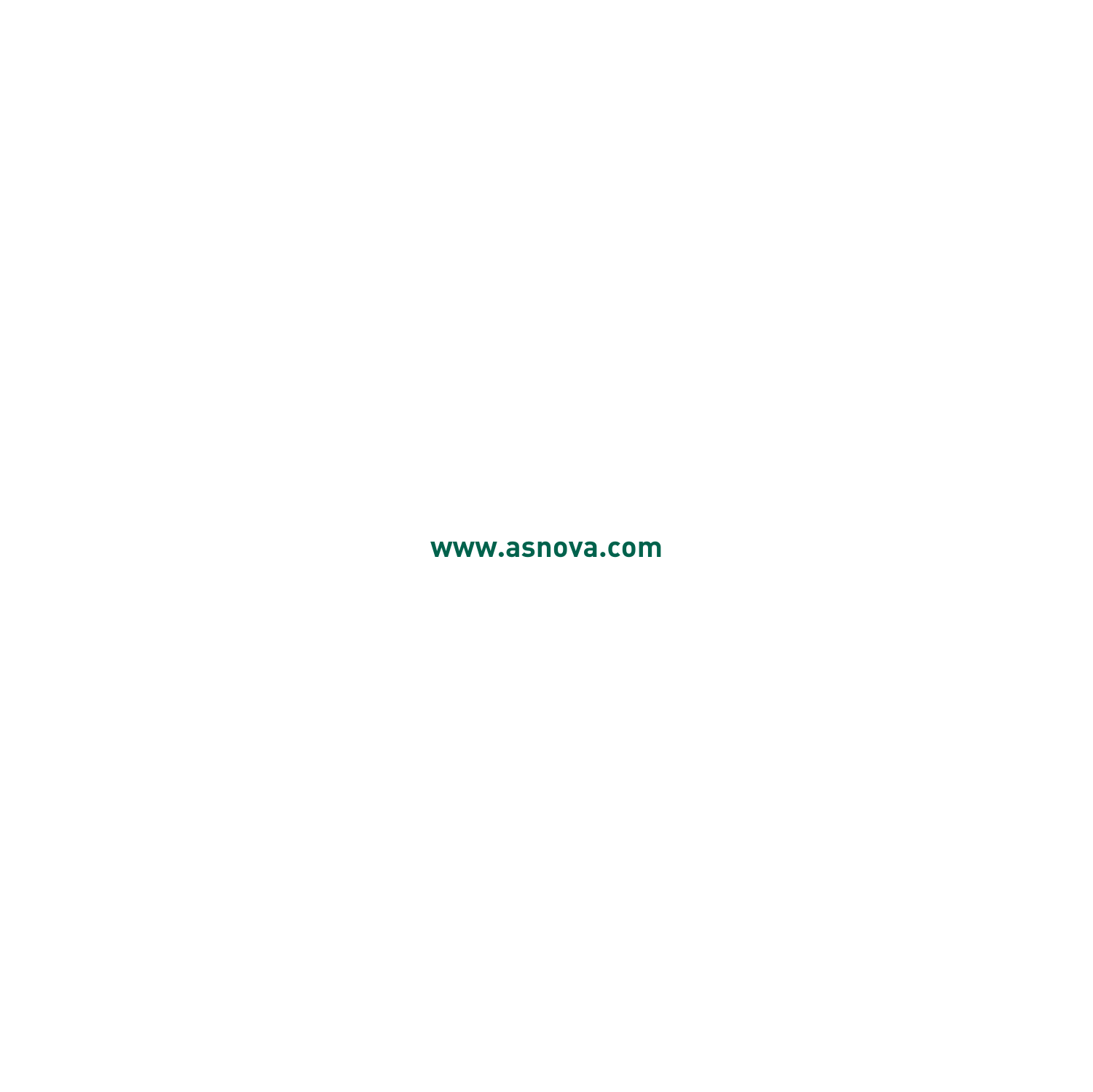www.asnova.com